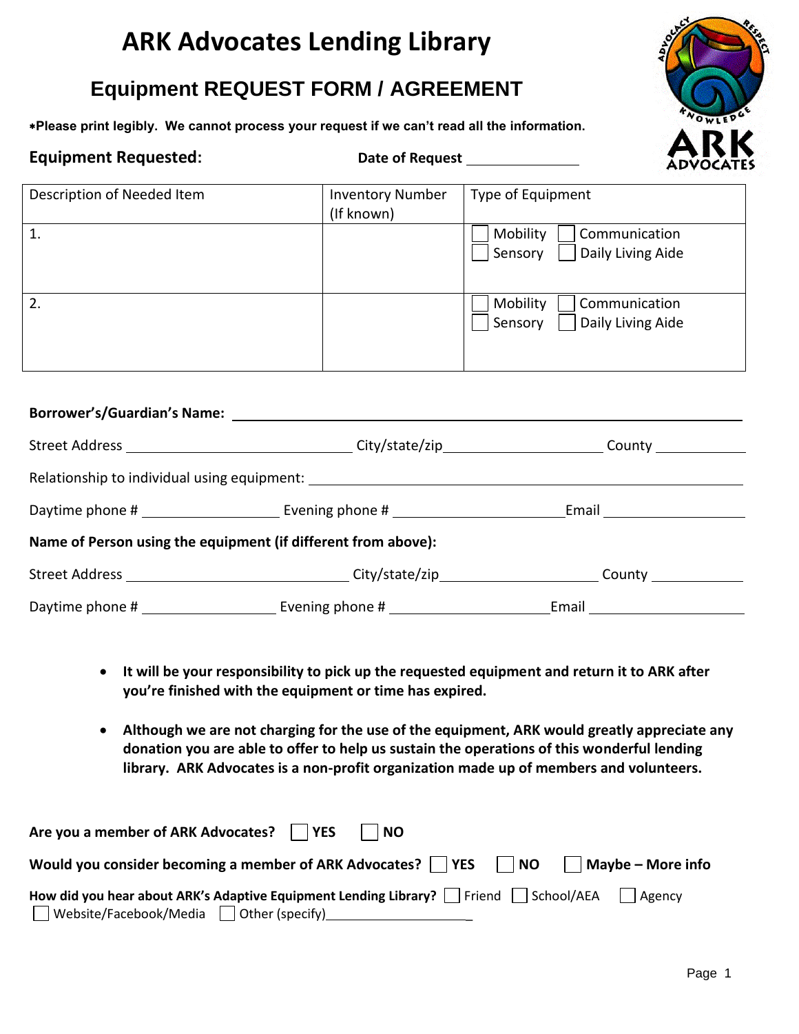# ARK Advocates Lending Library

## Equipment REQUEST FORM / AGREEMENT

***Please print legibly. We cannot process your request if we can't read all the information.**

**Equipment Requested:** **Date of Request** _______________

| Description of Needed Item | Inventory Number (If known) | Type of Equipment |
|---|---|---|
| 1. | | ☐ Mobility ☐ Communication ☐ Sensory ☐ Daily Living Aide |
| 2. | | ☐ Mobility ☐ Communication ☐ Sensory ☐ Daily Living Aide |

**Borrower's/Guardian's Name:** ________________________________________________

Street Address ______________________ City/state/zip________________ County __________

Relationship to individual using equipment: ________________________________________

Daytime phone # ______________ Evening phone # ________________ Email _______________

**Name of Person using the equipment (if different from above):**

Street Address ______________________ City/state/zip________________ County __________

Daytime phone # ______________ Evening phone # ________________ Email _______________

- **It will be your responsibility to pick up the requested equipment and return it to ARK after you're finished with the equipment or time has expired.**
- **Although we are not charging for the use of the equipment, ARK would greatly appreciate any donation you are able to offer to help us sustain the operations of this wonderful lending library. ARK Advocates is a non-profit organization made up of members and volunteers.**

**Are you a member of ARK Advocates?** ☐ **YES** ☐ **NO**

**Would you consider becoming a member of ARK Advocates?** ☐ **YES** ☐ **NO** ☐ **Maybe – More info**

**How did you hear about ARK's Adaptive Equipment Lending Library?** ☐ Friend ☐ School/AEA ☐ Agency ☐ Website/Facebook/Media ☐ Other (specify)___________________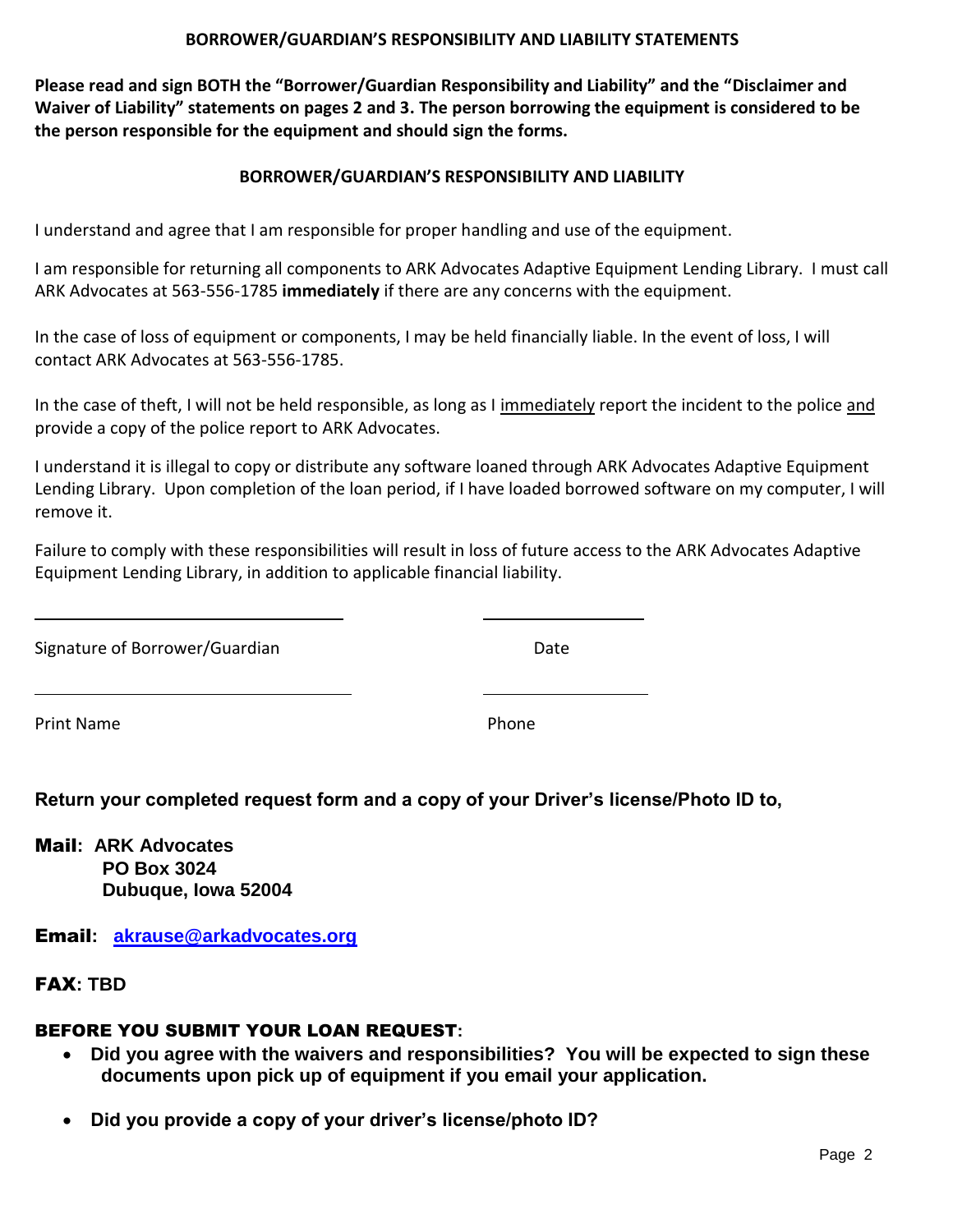## BORROWER/GUARDIAN'S RESPONSIBILITY AND LIABILITY STATEMENTS

**Please read and sign BOTH the "Borrower/Guardian Responsibility and Liability" and the "Disclaimer and Waiver of Liability" statements on pages 2 and 3. The person borrowing the equipment is considered to be the person responsible for the equipment and should sign the forms.**

### BORROWER/GUARDIAN'S RESPONSIBILITY AND LIABILITY

I understand and agree that I am responsible for proper handling and use of the equipment.

I am responsible for returning all components to ARK Advocates Adaptive Equipment Lending Library. I must call ARK Advocates at 563-556-1785 **immediately** if there are any concerns with the equipment.

In the case of loss of equipment or components, I may be held financially liable. In the event of loss, I will contact ARK Advocates at 563-556-1785.

In the case of theft, I will not be held responsible, as long as I <u>immediately</u> report the incident to the police <u>and</u> provide a copy of the police report to ARK Advocates.

I understand it is illegal to copy or distribute any software loaned through ARK Advocates Adaptive Equipment Lending Library. Upon completion of the loan period, if I have loaded borrowed software on my computer, I will remove it.

Failure to comply with these responsibilities will result in loss of future access to the ARK Advocates Adaptive Equipment Lending Library, in addition to applicable financial liability.

\_\_\_\_\_\_\_\_\_\_\_\_\_\_\_\_\_\_\_\_\_\_\_\_\_\_\_\_\_\_ &nbsp;&nbsp;&nbsp;&nbsp; \_\_\_\_\_\_\_\_\_\_\_\_\_\_\_\_

Signature of Borrower/Guardian &nbsp;&nbsp;&nbsp;&nbsp; Date

\_\_\_\_\_\_\_\_\_\_\_\_\_\_\_\_\_\_\_\_\_\_\_\_\_\_\_\_\_\_ &nbsp;&nbsp;&nbsp;&nbsp; \_\_\_\_\_\_\_\_\_\_\_\_\_\_\_\_

Print Name &nbsp;&nbsp;&nbsp;&nbsp; Phone

**Return your completed request form and a copy of your Driver's license/Photo ID to,**

**Mail: ARK Advocates**
**PO Box 3024**
**Dubuque, Iowa 52004**

**Email: [akrause@arkadvocates.org](mailto:akrause@arkadvocates.org)**

**FAX: TBD**

**BEFORE YOU SUBMIT YOUR LOAN REQUEST:**

- **Did you agree with the waivers and responsibilities? You will be expected to sign these documents upon pick up of equipment if you email your application.**
- **Did you provide a copy of your driver's license/photo ID?**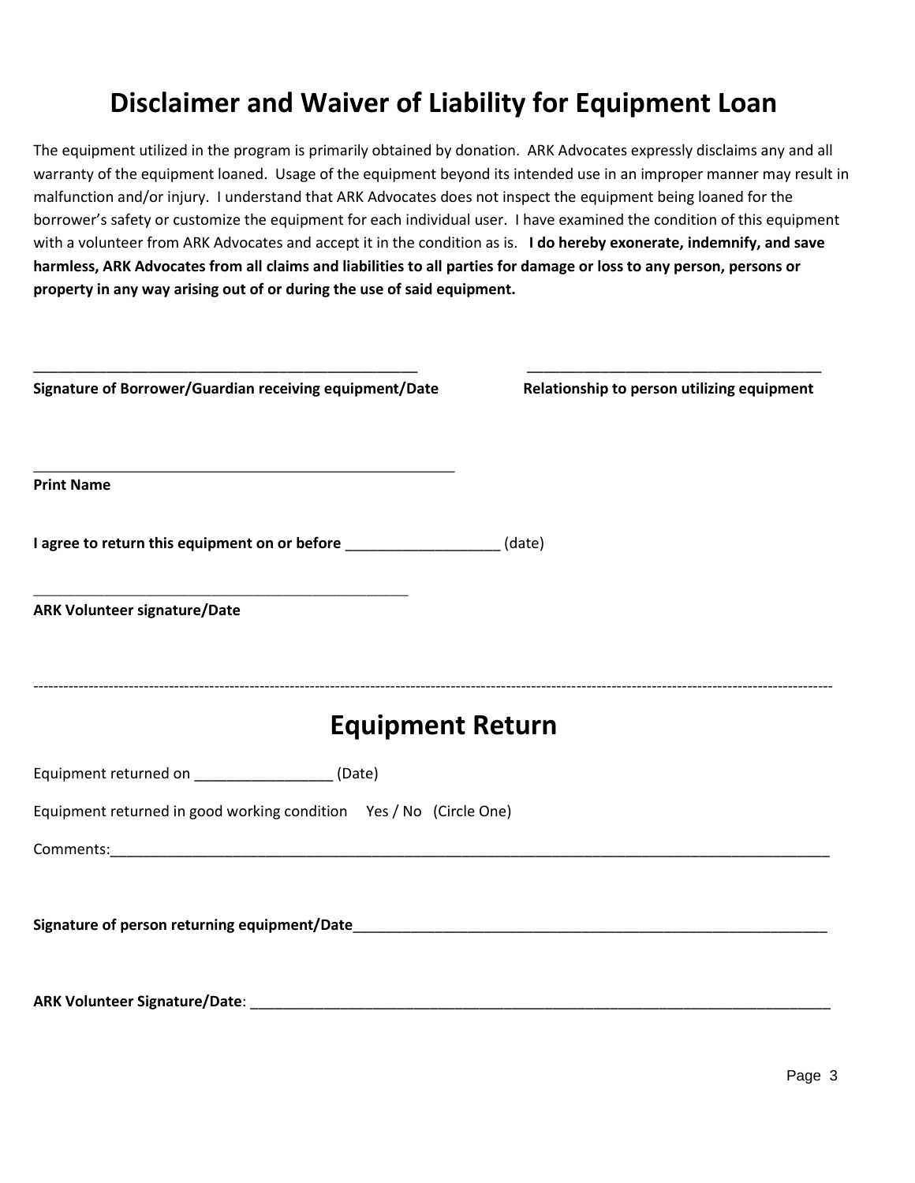# Disclaimer and Waiver of Liability for Equipment Loan

The equipment utilized in the program is primarily obtained by donation. ARK Advocates expressly disclaims any and all warranty of the equipment loaned. Usage of the equipment beyond its intended use in an improper manner may result in malfunction and/or injury. I understand that ARK Advocates does not inspect the equipment being loaned for the borrower's safety or customize the equipment for each individual user. I have examined the condition of this equipment with a volunteer from ARK Advocates and accept it in the condition as is. **I do hereby exonerate, indemnify, and save harmless, ARK Advocates from all claims and liabilities to all parties for damage or loss to any person, persons or property in any way arising out of or during the use of said equipment.**

_______________________________________________ _____________________________________

**Signature of Borrower/Guardian receiving equipment/Date** **Relationship to person utilizing equipment**

_____________________________________________________

**Print Name**

**I agree to return this equipment on or before** ___________________ (date)

_________________________________________________

**ARK Volunteer signature/Date**

---

# Equipment Return

Equipment returned on _________________ (Date)

Equipment returned in good working condition Yes / No (Circle One)

Comments:_______________________________________________________________________________________

**Signature of person returning equipment/Date**_____________________________________________________________

**ARK Volunteer Signature/Date**: __________________________________________________________________________